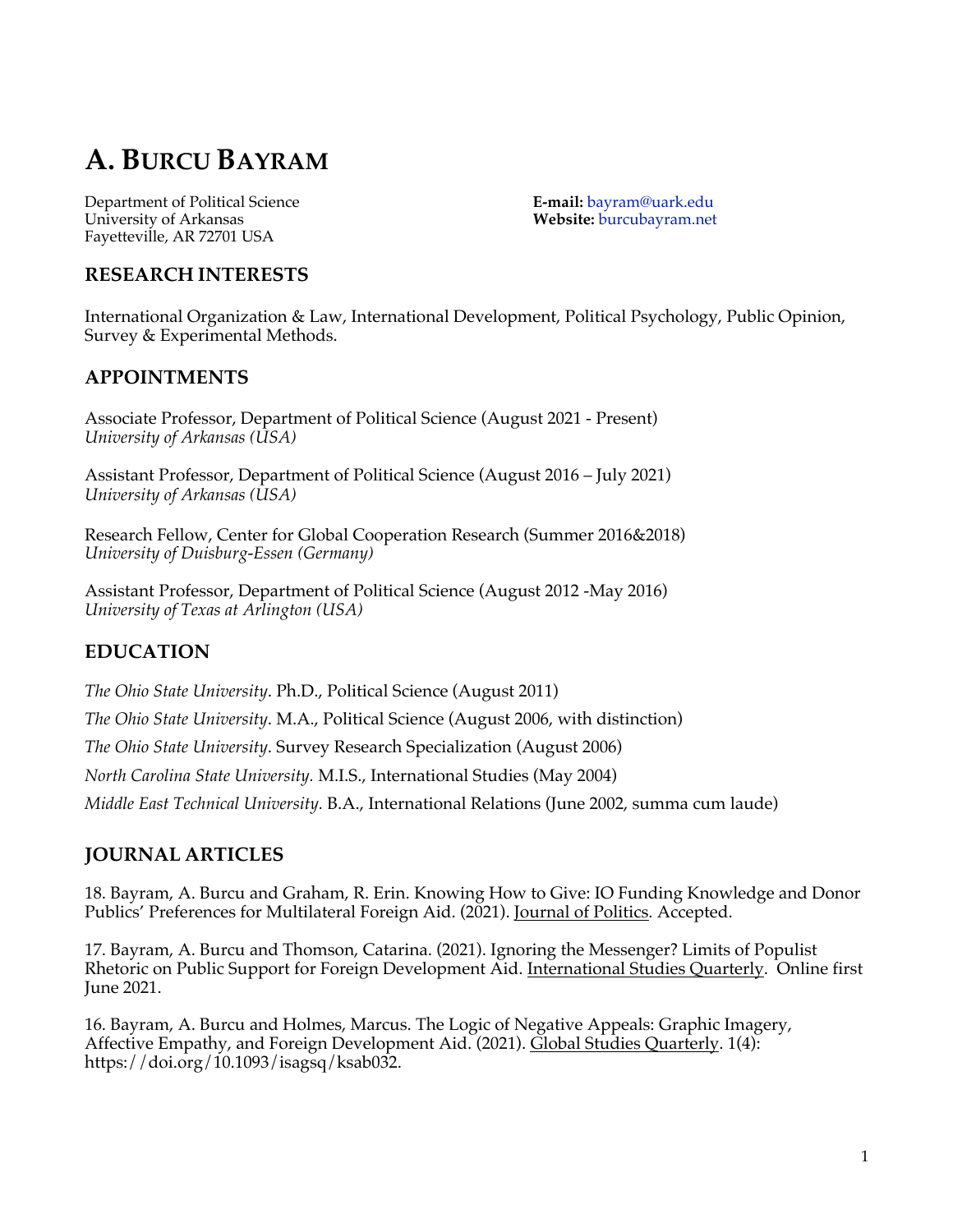# A. BURCU BAYRAM

Department of Political Science
University of Arkansas
Fayetteville, AR 72701 USA

**E-mail:** bayram@uark.edu
**Website:** burcubayram.net

## RESEARCH INTERESTS

International Organization & Law, International Development, Political Psychology, Public Opinion, Survey & Experimental Methods.

## APPOINTMENTS

Associate Professor, Department of Political Science (August 2021 - Present)
*University of Arkansas (USA)*

Assistant Professor, Department of Political Science (August 2016 – July 2021)
*University of Arkansas (USA)*

Research Fellow, Center for Global Cooperation Research (Summer 2016&2018)
*University of Duisburg-Essen (Germany)*

Assistant Professor, Department of Political Science (August 2012 -May 2016)
*University of Texas at Arlington (USA)*

## EDUCATION

*The Ohio State University*. Ph.D., Political Science (August 2011)

*The Ohio State University*. M.A., Political Science (August 2006, with distinction)

*The Ohio State University*. Survey Research Specialization (August 2006)

*North Carolina State University.* M.I.S., International Studies (May 2004)

*Middle East Technical University.* B.A., International Relations (June 2002, summa cum laude)

## JOURNAL ARTICLES

18. Bayram, A. Burcu and Graham, R. Erin. Knowing How to Give: IO Funding Knowledge and Donor Publics' Preferences for Multilateral Foreign Aid. (2021). Journal of Politics. Accepted.

17. Bayram, A. Burcu and Thomson, Catarina. (2021). Ignoring the Messenger? Limits of Populist Rhetoric on Public Support for Foreign Development Aid. International Studies Quarterly. Online first June 2021.

16. Bayram, A. Burcu and Holmes, Marcus. The Logic of Negative Appeals: Graphic Imagery, Affective Empathy, and Foreign Development Aid. (2021). Global Studies Quarterly. 1(4): https://doi.org/10.1093/isagsq/ksab032.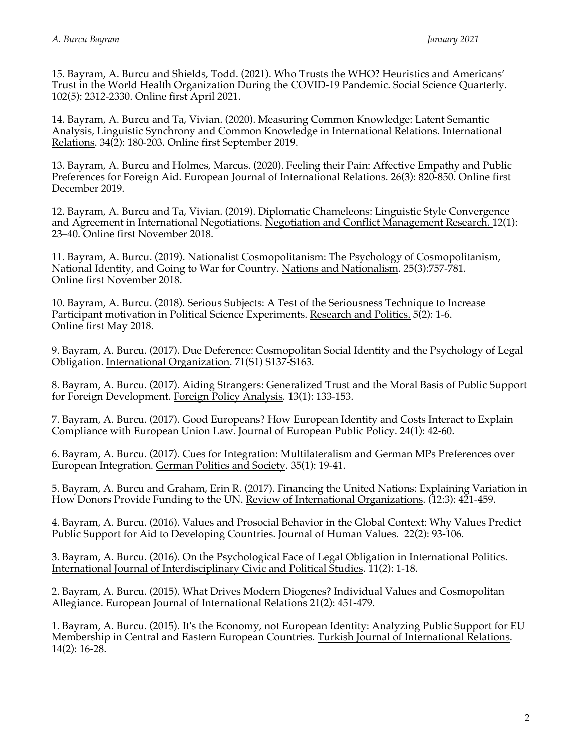15. Bayram, A. Burcu and Shields, Todd. (2021). Who Trusts the WHO? Heuristics and Americans' Trust in the World Health Organization During the COVID-19 Pandemic. Social Science Quarterly. 102(5): 2312-2330. Online first April 2021.

14. Bayram, A. Burcu and Ta, Vivian. (2020). Measuring Common Knowledge: Latent Semantic Analysis, Linguistic Synchrony and Common Knowledge in International Relations. International Relations. 34(2): 180-203. Online first September 2019.

13. Bayram, A. Burcu and Holmes, Marcus. (2020). Feeling their Pain: Affective Empathy and Public Preferences for Foreign Aid. European Journal of International Relations. 26(3): 820-850. Online first December 2019.

12. Bayram, A. Burcu and Ta, Vivian. (2019). Diplomatic Chameleons: Linguistic Style Convergence and Agreement in International Negotiations. Negotiation and Conflict Management Research. 12(1): 23–40. Online first November 2018.

11. Bayram, A. Burcu. (2019). Nationalist Cosmopolitanism: The Psychology of Cosmopolitanism, National Identity, and Going to War for Country. Nations and Nationalism. 25(3):757-781. Online first November 2018.

10. Bayram, A. Burcu. (2018). Serious Subjects: A Test of the Seriousness Technique to Increase Participant motivation in Political Science Experiments. Research and Politics. 5(2): 1-6. Online first May 2018.

9. Bayram, A. Burcu. (2017). Due Deference: Cosmopolitan Social Identity and the Psychology of Legal Obligation. International Organization. 71(S1) S137-S163.

8. Bayram, A. Burcu. (2017). Aiding Strangers: Generalized Trust and the Moral Basis of Public Support for Foreign Development. Foreign Policy Analysis. 13(1): 133-153.

7. Bayram, A. Burcu. (2017). Good Europeans? How European Identity and Costs Interact to Explain Compliance with European Union Law. Journal of European Public Policy. 24(1): 42-60.

6. Bayram, A. Burcu. (2017). Cues for Integration: Multilateralism and German MPs Preferences over European Integration. German Politics and Society. 35(1): 19-41.

5. Bayram, A. Burcu and Graham, Erin R. (2017). Financing the United Nations: Explaining Variation in How Donors Provide Funding to the UN. Review of International Organizations. (12:3): 421-459.

4. Bayram, A. Burcu. (2016). Values and Prosocial Behavior in the Global Context: Why Values Predict Public Support for Aid to Developing Countries. Journal of Human Values. 22(2): 93-106.

3. Bayram, A. Burcu. (2016). On the Psychological Face of Legal Obligation in International Politics. International Journal of Interdisciplinary Civic and Political Studies. 11(2): 1-18.

2. Bayram, A. Burcu. (2015). What Drives Modern Diogenes? Individual Values and Cosmopolitan Allegiance. European Journal of International Relations 21(2): 451-479.

1. Bayram, A. Burcu. (2015). It's the Economy, not European Identity: Analyzing Public Support for EU Membership in Central and Eastern European Countries. Turkish Journal of International Relations. 14(2): 16-28.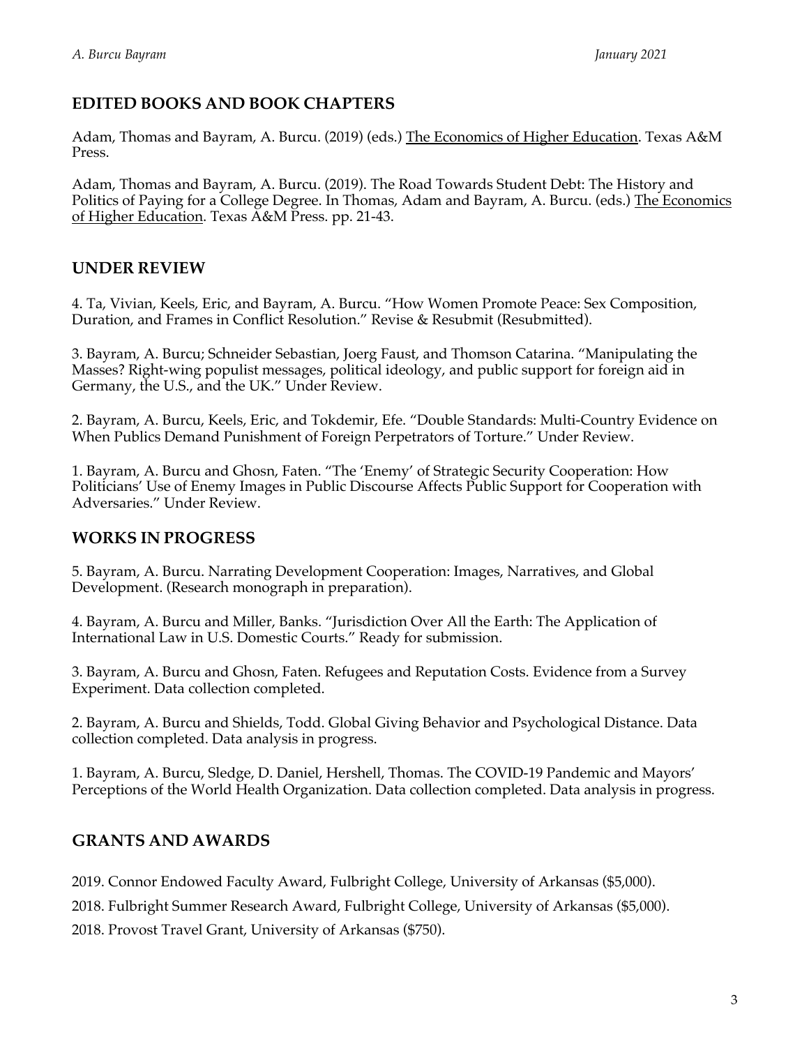## EDITED BOOKS AND BOOK CHAPTERS

Adam, Thomas and Bayram, A. Burcu. (2019) (eds.) The Economics of Higher Education. Texas A&M Press.

Adam, Thomas and Bayram, A. Burcu. (2019). The Road Towards Student Debt: The History and Politics of Paying for a College Degree. In Thomas, Adam and Bayram, A. Burcu. (eds.) The Economics of Higher Education. Texas A&M Press. pp. 21-43.

## UNDER REVIEW

4. Ta, Vivian, Keels, Eric, and Bayram, A. Burcu. "How Women Promote Peace: Sex Composition, Duration, and Frames in Conflict Resolution." Revise & Resubmit (Resubmitted).

3. Bayram, A. Burcu; Schneider Sebastian, Joerg Faust, and Thomson Catarina. "Manipulating the Masses? Right-wing populist messages, political ideology, and public support for foreign aid in Germany, the U.S., and the UK." Under Review.

2. Bayram, A. Burcu, Keels, Eric, and Tokdemir, Efe. "Double Standards: Multi-Country Evidence on When Publics Demand Punishment of Foreign Perpetrators of Torture." Under Review.

1. Bayram, A. Burcu and Ghosn, Faten. "The 'Enemy' of Strategic Security Cooperation: How Politicians' Use of Enemy Images in Public Discourse Affects Public Support for Cooperation with Adversaries." Under Review.

## WORKS IN PROGRESS

5. Bayram, A. Burcu. Narrating Development Cooperation: Images, Narratives, and Global Development. (Research monograph in preparation).

4. Bayram, A. Burcu and Miller, Banks. "Jurisdiction Over All the Earth: The Application of International Law in U.S. Domestic Courts." Ready for submission.

3. Bayram, A. Burcu and Ghosn, Faten. Refugees and Reputation Costs. Evidence from a Survey Experiment. Data collection completed.

2. Bayram, A. Burcu and Shields, Todd. Global Giving Behavior and Psychological Distance. Data collection completed. Data analysis in progress.

1. Bayram, A. Burcu, Sledge, D. Daniel, Hershell, Thomas. The COVID-19 Pandemic and Mayors' Perceptions of the World Health Organization. Data collection completed. Data analysis in progress.

## GRANTS AND AWARDS

2019. Connor Endowed Faculty Award, Fulbright College, University of Arkansas ($5,000).

2018. Fulbright Summer Research Award, Fulbright College, University of Arkansas ($5,000).

2018. Provost Travel Grant, University of Arkansas ($750).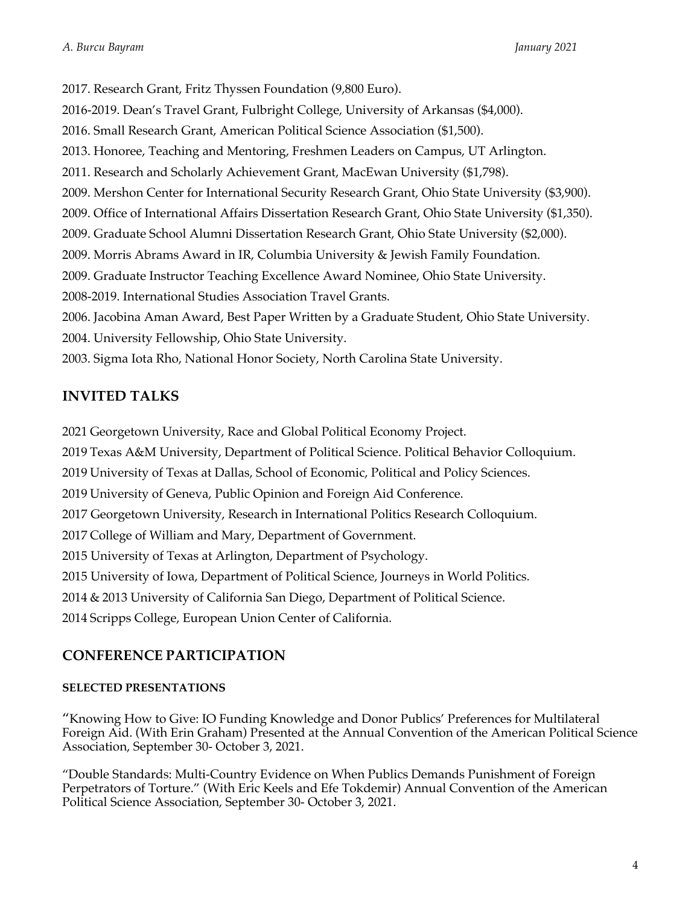2017. Research Grant, Fritz Thyssen Foundation (9,800 Euro).

2016-2019. Dean's Travel Grant, Fulbright College, University of Arkansas ($4,000).

2016. Small Research Grant, American Political Science Association ($1,500).

2013. Honoree, Teaching and Mentoring, Freshmen Leaders on Campus, UT Arlington.

2011. Research and Scholarly Achievement Grant, MacEwan University ($1,798).

2009. Mershon Center for International Security Research Grant, Ohio State University ($3,900).

2009. Office of International Affairs Dissertation Research Grant, Ohio State University ($1,350).

2009. Graduate School Alumni Dissertation Research Grant, Ohio State University ($2,000).

2009. Morris Abrams Award in IR, Columbia University & Jewish Family Foundation.

2009. Graduate Instructor Teaching Excellence Award Nominee, Ohio State University.

2008-2019. International Studies Association Travel Grants.

2006. Jacobina Aman Award, Best Paper Written by a Graduate Student, Ohio State University.

2004. University Fellowship, Ohio State University.

2003. Sigma Iota Rho, National Honor Society, North Carolina State University.

## INVITED TALKS

2021 Georgetown University, Race and Global Political Economy Project.

2019 Texas A&M University, Department of Political Science. Political Behavior Colloquium.

2019 University of Texas at Dallas, School of Economic, Political and Policy Sciences.

2019 University of Geneva, Public Opinion and Foreign Aid Conference.

2017 Georgetown University, Research in International Politics Research Colloquium.

2017 College of William and Mary, Department of Government.

2015 University of Texas at Arlington, Department of Psychology.

2015 University of Iowa, Department of Political Science, Journeys in World Politics.

2014 & 2013 University of California San Diego, Department of Political Science.

2014 Scripps College, European Union Center of California.

## CONFERENCE PARTICIPATION

### SELECTED PRESENTATIONS

"Knowing How to Give: IO Funding Knowledge and Donor Publics' Preferences for Multilateral Foreign Aid. (With Erin Graham) Presented at the Annual Convention of the American Political Science Association, September 30- October 3, 2021.

"Double Standards: Multi-Country Evidence on When Publics Demands Punishment of Foreign Perpetrators of Torture." (With Eric Keels and Efe Tokdemir) Annual Convention of the American Political Science Association, September 30- October 3, 2021.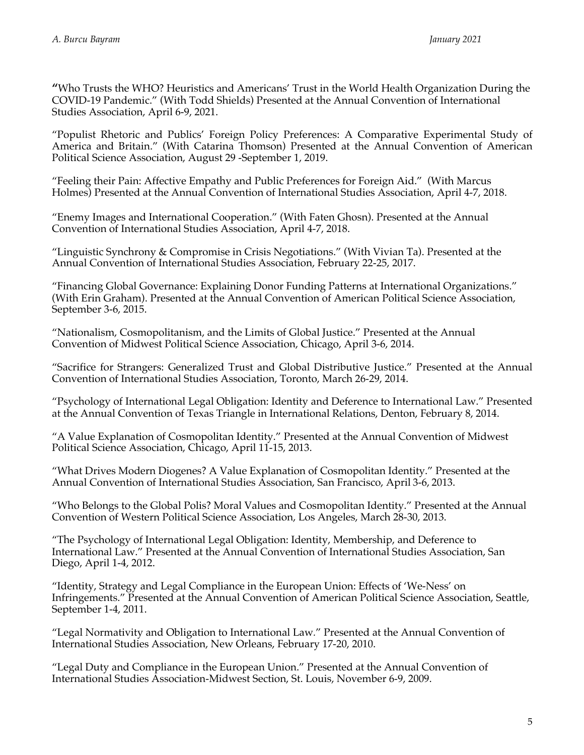"Who Trusts the WHO? Heuristics and Americans' Trust in the World Health Organization During the COVID-19 Pandemic." (With Todd Shields) Presented at the Annual Convention of International Studies Association, April 6-9, 2021.

"Populist Rhetoric and Publics' Foreign Policy Preferences: A Comparative Experimental Study of America and Britain." (With Catarina Thomson) Presented at the Annual Convention of American Political Science Association, August 29 -September 1, 2019.

"Feeling their Pain: Affective Empathy and Public Preferences for Foreign Aid." (With Marcus Holmes) Presented at the Annual Convention of International Studies Association, April 4-7, 2018.

"Enemy Images and International Cooperation." (With Faten Ghosn). Presented at the Annual Convention of International Studies Association, April 4-7, 2018.

"Linguistic Synchrony & Compromise in Crisis Negotiations." (With Vivian Ta). Presented at the Annual Convention of International Studies Association, February 22-25, 2017.

"Financing Global Governance: Explaining Donor Funding Patterns at International Organizations." (With Erin Graham). Presented at the Annual Convention of American Political Science Association, September 3-6, 2015.

"Nationalism, Cosmopolitanism, and the Limits of Global Justice." Presented at the Annual Convention of Midwest Political Science Association, Chicago, April 3-6, 2014.

"Sacrifice for Strangers: Generalized Trust and Global Distributive Justice." Presented at the Annual Convention of International Studies Association, Toronto, March 26-29, 2014.

"Psychology of International Legal Obligation: Identity and Deference to International Law." Presented at the Annual Convention of Texas Triangle in International Relations, Denton, February 8, 2014.

"A Value Explanation of Cosmopolitan Identity." Presented at the Annual Convention of Midwest Political Science Association, Chicago, April 11-15, 2013.

"What Drives Modern Diogenes? A Value Explanation of Cosmopolitan Identity." Presented at the Annual Convention of International Studies Association, San Francisco, April 3-6, 2013.

"Who Belongs to the Global Polis? Moral Values and Cosmopolitan Identity." Presented at the Annual Convention of Western Political Science Association, Los Angeles, March 28-30, 2013.

"The Psychology of International Legal Obligation: Identity, Membership, and Deference to International Law." Presented at the Annual Convention of International Studies Association, San Diego, April 1-4, 2012.

"Identity, Strategy and Legal Compliance in the European Union: Effects of 'We-Ness' on Infringements." Presented at the Annual Convention of American Political Science Association, Seattle, September 1-4, 2011.

"Legal Normativity and Obligation to International Law." Presented at the Annual Convention of International Studies Association, New Orleans, February 17-20, 2010.

"Legal Duty and Compliance in the European Union." Presented at the Annual Convention of International Studies Association-Midwest Section, St. Louis, November 6-9, 2009.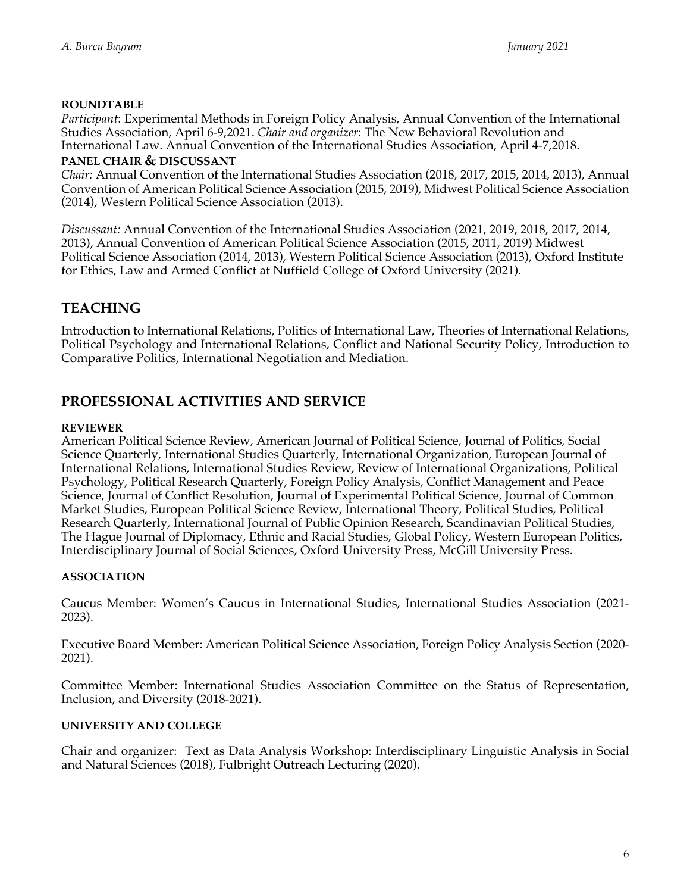#### ROUNDTABLE

*Participant*: Experimental Methods in Foreign Policy Analysis, Annual Convention of the International Studies Association, April 6-9,2021. *Chair and organizer*: The New Behavioral Revolution and International Law. Annual Convention of the International Studies Association, April 4-7,2018.

#### PANEL CHAIR & DISCUSSANT

*Chair:* Annual Convention of the International Studies Association (2018, 2017, 2015, 2014, 2013), Annual Convention of American Political Science Association (2015, 2019), Midwest Political Science Association (2014), Western Political Science Association (2013).

*Discussant:* Annual Convention of the International Studies Association (2021, 2019, 2018, 2017, 2014, 2013), Annual Convention of American Political Science Association (2015, 2011, 2019) Midwest Political Science Association (2014, 2013), Western Political Science Association (2013), Oxford Institute for Ethics, Law and Armed Conflict at Nuffield College of Oxford University (2021).

## TEACHING

Introduction to International Relations, Politics of International Law, Theories of International Relations, Political Psychology and International Relations, Conflict and National Security Policy, Introduction to Comparative Politics, International Negotiation and Mediation.

## PROFESSIONAL ACTIVITIES AND SERVICE

#### REVIEWER

American Political Science Review, American Journal of Political Science, Journal of Politics, Social Science Quarterly, International Studies Quarterly, International Organization, European Journal of International Relations, International Studies Review, Review of International Organizations, Political Psychology, Political Research Quarterly, Foreign Policy Analysis, Conflict Management and Peace Science, Journal of Conflict Resolution, Journal of Experimental Political Science, Journal of Common Market Studies, European Political Science Review, International Theory, Political Studies, Political Research Quarterly, International Journal of Public Opinion Research, Scandinavian Political Studies, The Hague Journal of Diplomacy, Ethnic and Racial Studies, Global Policy, Western European Politics, Interdisciplinary Journal of Social Sciences, Oxford University Press, McGill University Press.

#### ASSOCIATION

Caucus Member: Women's Caucus in International Studies, International Studies Association (2021-2023).

Executive Board Member: American Political Science Association, Foreign Policy Analysis Section (2020-2021).

Committee Member: International Studies Association Committee on the Status of Representation, Inclusion, and Diversity (2018-2021).

#### UNIVERSITY AND COLLEGE

Chair and organizer: Text as Data Analysis Workshop: Interdisciplinary Linguistic Analysis in Social and Natural Sciences (2018), Fulbright Outreach Lecturing (2020).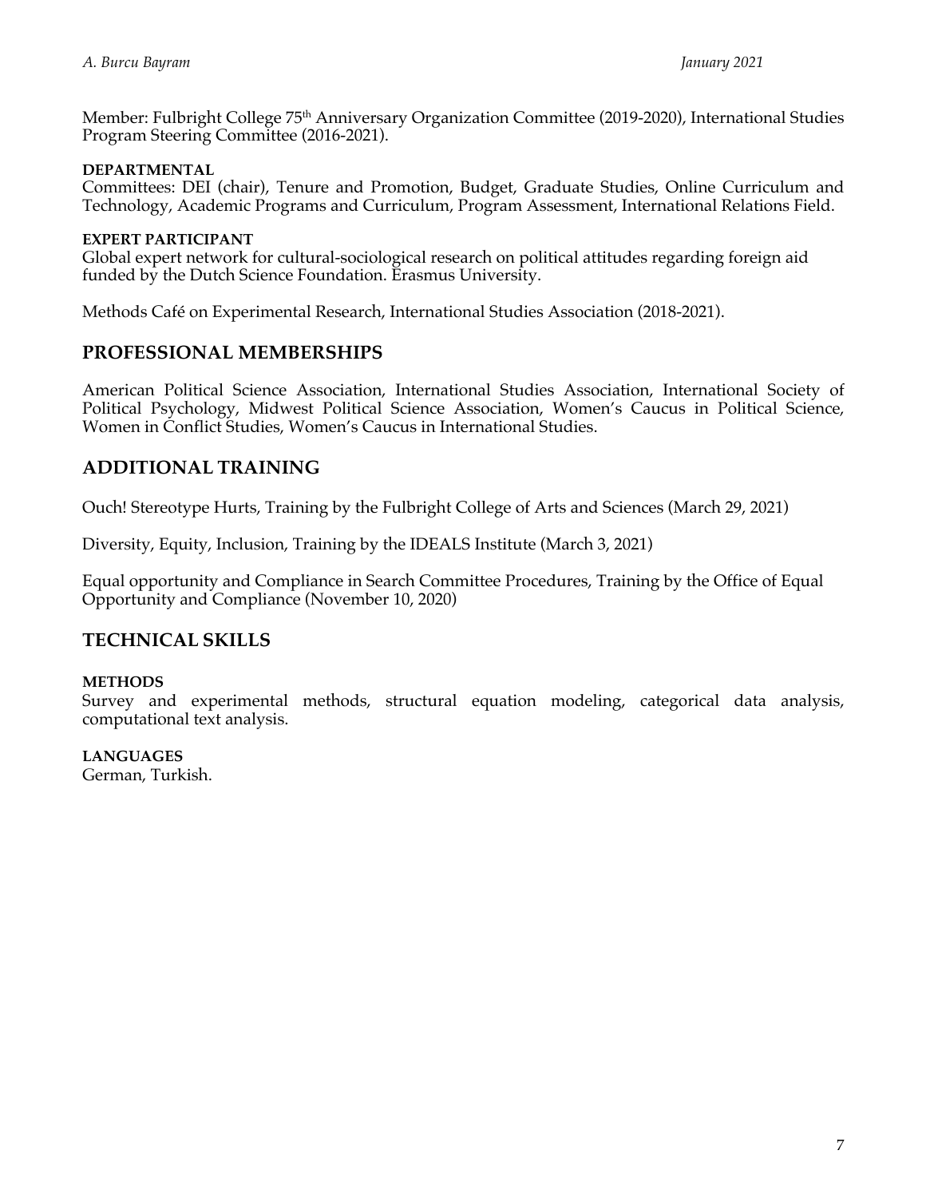Member: Fulbright College 75th Anniversary Organization Committee (2019-2020), International Studies Program Steering Committee (2016-2021).

**DEPARTMENTAL**

Committees: DEI (chair), Tenure and Promotion, Budget, Graduate Studies, Online Curriculum and Technology, Academic Programs and Curriculum, Program Assessment, International Relations Field.

**EXPERT PARTICIPANT**

Global expert network for cultural-sociological research on political attitudes regarding foreign aid funded by the Dutch Science Foundation. Erasmus University.

Methods Café on Experimental Research, International Studies Association (2018-2021).

## PROFESSIONAL MEMBERSHIPS

American Political Science Association, International Studies Association, International Society of Political Psychology, Midwest Political Science Association, Women's Caucus in Political Science, Women in Conflict Studies, Women's Caucus in International Studies.

## ADDITIONAL TRAINING

Ouch! Stereotype Hurts, Training by the Fulbright College of Arts and Sciences (March 29, 2021)

Diversity, Equity, Inclusion, Training by the IDEALS Institute (March 3, 2021)

Equal opportunity and Compliance in Search Committee Procedures, Training by the Office of Equal Opportunity and Compliance (November 10, 2020)

## TECHNICAL SKILLS

**METHODS**

Survey and experimental methods, structural equation modeling, categorical data analysis, computational text analysis.

**LANGUAGES**

German, Turkish.